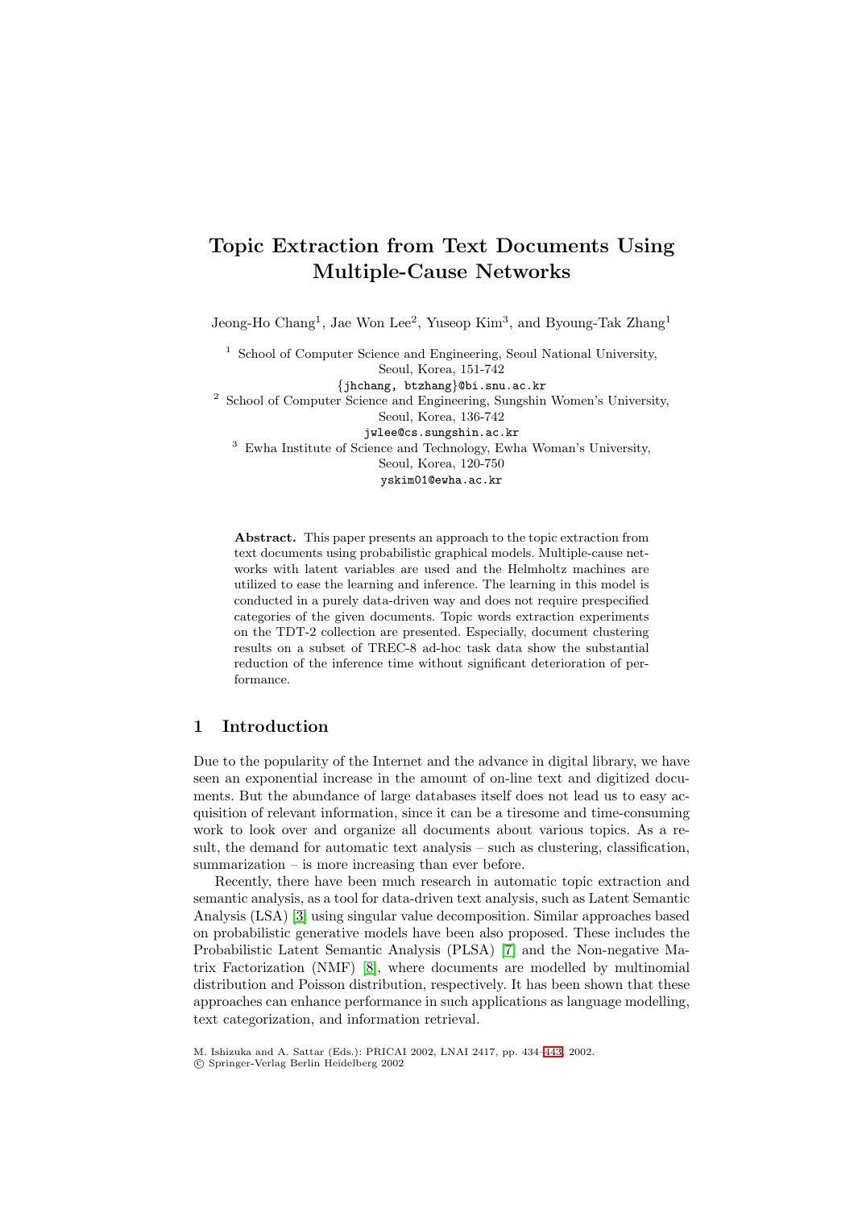# Topic Extraction from Text Documents Using Multiple-Cause Networks

Jeong-Ho Chang[1], Jae Won Lee[2], Yuseop Kim[3], and Byoung-Tak Zhang[1]

[1] School of Computer Science and Engineering, Seoul National University, Seoul, Korea, 151-742
{jhchang, btzhang}@bi.snu.ac.kr

[2] School of Computer Science and Engineering, Sungshin Women's University, Seoul, Korea, 136-742
jwlee@cs.sungshin.ac.kr

[3] Ewha Institute of Science and Technology, Ewha Woman's University, Seoul, Korea, 120-750
yskim01@ewha.ac.kr

**Abstract.** This paper presents an approach to the topic extraction from text documents using probabilistic graphical models. Multiple-cause networks with latent variables are used and the Helmholtz machines are utilized to ease the learning and inference. The learning in this model is conducted in a purely data-driven way and does not require prespecified categories of the given documents. Topic words extraction experiments on the TDT-2 collection are presented. Especially, document clustering results on a subset of TREC-8 ad-hoc task data show the substantial reduction of the inference time without significant deterioration of performance.

## 1 Introduction

Due to the popularity of the Internet and the advance in digital library, we have seen an exponential increase in the amount of on-line text and digitized documents. But the abundance of large databases itself does not lead us to easy acquisition of relevant information, since it can be a tiresome and time-consuming work to look over and organize all documents about various topics. As a result, the demand for automatic text analysis – such as clustering, classification, summarization – is more increasing than ever before.

Recently, there have been much research in automatic topic extraction and semantic analysis, as a tool for data-driven text analysis, such as Latent Semantic Analysis (LSA) [3] using singular value decomposition. Similar approaches based on probabilistic generative models have been also proposed. These includes the Probabilistic Latent Semantic Analysis (PLSA) [7] and the Non-negative Matrix Factorization (NMF) [8], where documents are modelled by multinomial distribution and Poisson distribution, respectively. It has been shown that these approaches can enhance performance in such applications as language modelling, text categorization, and information retrieval.

M. Ishizuka and A. Sattar (Eds.): PRICAI 2002, LNAI 2417, pp. 434–443, 2002.
© Springer-Verlag Berlin Heidelberg 2002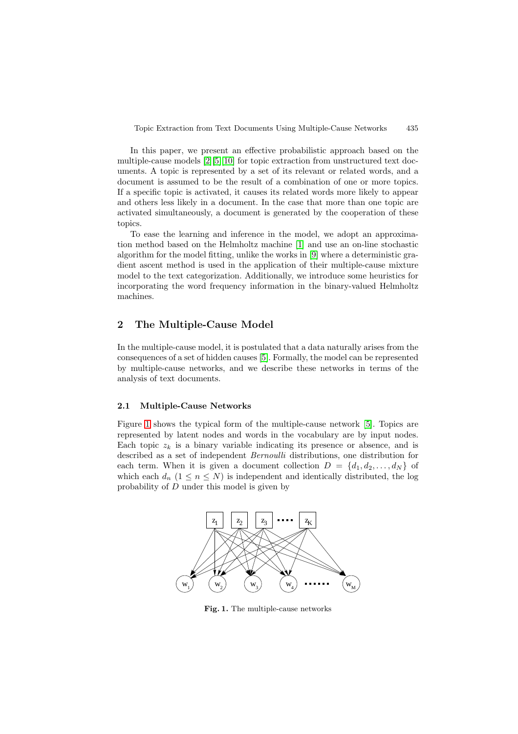In this paper, we present an effective probabilistic approach based on the multiple-cause models [2][5][10] for topic extraction from unstructured text documents. A topic is represented by a set of its relevant or related words, and a document is assumed to be the result of a combination of one or more topics. If a specific topic is activated, it causes its related words more likely to appear and others less likely in a document. In the case that more than one topic are activated simultaneously, a document is generated by the cooperation of these topics.

To ease the learning and inference in the model, we adopt an approximation method based on the Helmholtz machine [1] and use an on-line stochastic algorithm for the model fitting, unlike the works in [9] where a deterministic gradient ascent method is used in the application of their multiple-cause mixture model to the text categorization. Additionally, we introduce some heuristics for incorporating the word frequency information in the binary-valued Helmholtz machines.

## 2 The Multiple-Cause Model

In the multiple-cause model, it is postulated that a data naturally arises from the consequences of a set of hidden causes [5]. Formally, the model can be represented by multiple-cause networks, and we describe these networks in terms of the analysis of text documents.

### 2.1 Multiple-Cause Networks

Figure 1 shows the typical form of the multiple-cause network [5]. Topics are represented by latent nodes and words in the vocabulary are by input nodes. Each topic $z_k$ is a binary variable indicating its presence or absence, and is described as a set of independent *Bernoulli* distributions, one distribution for each term. When it is given a document collection $D = \{d_1, d_2, \ldots, d_N\}$ of which each $d_n$ ($1 \leq n \leq N$) is independent and identically distributed, the log probability of $D$ under this model is given by

**Fig. 1.** The multiple-cause networks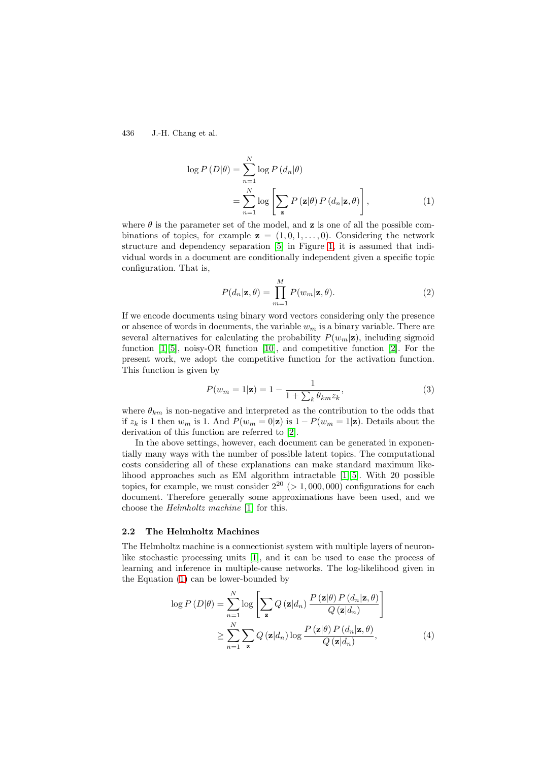$$\log P(D|\theta) = \sum_{n=1}^{N} \log P(d_n|\theta)$$
$$= \sum_{n=1}^{N} \log \left[ \sum_{\mathbf{z}} P(\mathbf{z}|\theta) P(d_n|\mathbf{z}, \theta) \right], \tag{1}$$

where $\theta$ is the parameter set of the model, and $\mathbf{z}$ is one of all the possible combinations of topics, for example $\mathbf{z} = (1, 0, 1, \ldots, 0)$. Considering the network structure and dependency separation [5] in Figure 1, it is assumed that individual words in a document are conditionally independent given a specific topic configuration. That is,

$$P(d_n|\mathbf{z}, \theta) = \prod_{m=1}^{M} P(w_m|\mathbf{z}, \theta). \tag{2}$$

If we encode documents using binary word vectors considering only the presence or absence of words in documents, the variable $w_m$ is a binary variable. There are several alternatives for calculating the probability $P(w_m|\mathbf{z})$, including sigmoid function [1][5], noisy-OR function [10], and competitive function [2]. For the present work, we adopt the competitive function for the activation function. This function is given by

$$P(w_m = 1|\mathbf{z}) = 1 - \frac{1}{1 + \sum_k \theta_{km} z_k}, \tag{3}$$

where $\theta_{km}$ is non-negative and interpreted as the contribution to the odds that if $z_k$ is 1 then $w_m$ is 1. And $P(w_m = 0|\mathbf{z})$ is $1 - P(w_m = 1|\mathbf{z})$. Details about the derivation of this function are referred to [2].

In the above settings, however, each document can be generated in exponentially many ways with the number of possible latent topics. The computational costs considering all of these explanations can make standard maximum likelihood approaches such as EM algorithm intractable [1][5]. With 20 possible topics, for example, we must consider $2^{20}$ ($> 1,000,000$) configurations for each document. Therefore generally some approximations have been used, and we choose the *Helmholtz machine* [1] for this.

### 2.2 The Helmholtz Machines

The Helmholtz machine is a connectionist system with multiple layers of neuron-like stochastic processing units [1], and it can be used to ease the process of learning and inference in multiple-cause networks. The log-likelihood given in the Equation (1) can be lower-bounded by

$$\log P(D|\theta) = \sum_{n=1}^{N} \log \left[ \sum_{\mathbf{z}} Q(\mathbf{z}|d_n) \frac{P(\mathbf{z}|\theta) P(d_n|\mathbf{z}, \theta)}{Q(\mathbf{z}|d_n)} \right]$$
$$\geq \sum_{n=1}^{N} \sum_{\mathbf{z}} Q(\mathbf{z}|d_n) \log \frac{P(\mathbf{z}|\theta) P(d_n|\mathbf{z}, \theta)}{Q(\mathbf{z}|d_n)}, \tag{4}$$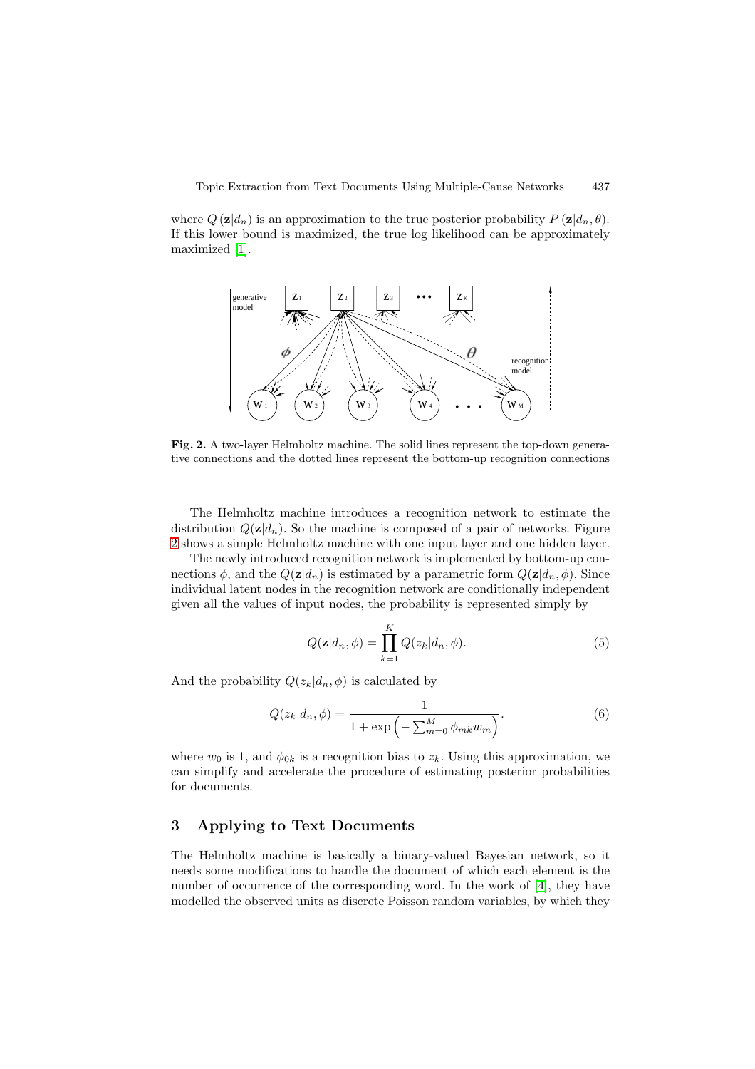where $Q(\mathbf{z}|d_n)$ is an approximation to the true posterior probability $P(\mathbf{z}|d_n, \theta)$. If this lower bound is maximized, the true log likelihood can be approximately maximized [1].

**Fig. 2.** A two-layer Helmholtz machine. The solid lines represent the top-down generative connections and the dotted lines represent the bottom-up recognition connections

The Helmholtz machine introduces a recognition network to estimate the distribution $Q(\mathbf{z}|d_n)$. So the machine is composed of a pair of networks. Figure 2 shows a simple Helmholtz machine with one input layer and one hidden layer.

The newly introduced recognition network is implemented by bottom-up connections $\phi$, and the $Q(\mathbf{z}|d_n)$ is estimated by a parametric form $Q(\mathbf{z}|d_n, \phi)$. Since individual latent nodes in the recognition network are conditionally independent given all the values of input nodes, the probability is represented simply by

$$Q(\mathbf{z}|d_n, \phi) = \prod_{k=1}^{K} Q(z_k|d_n, \phi). \tag{5}$$

And the probability $Q(z_k|d_n, \phi)$ is calculated by

$$Q(z_k|d_n, \phi) = \frac{1}{1 + \exp\left(-\sum_{m=0}^{M} \phi_{mk} w_m\right)}. \tag{6}$$

where $w_0$ is 1, and $\phi_{0k}$ is a recognition bias to $z_k$. Using this approximation, we can simplify and accelerate the procedure of estimating posterior probabilities for documents.

## 3 Applying to Text Documents

The Helmholtz machine is basically a binary-valued Bayesian network, so it needs some modifications to handle the document of which each element is the number of occurrence of the corresponding word. In the work of [4], they have modelled the observed units as discrete Poisson random variables, by which they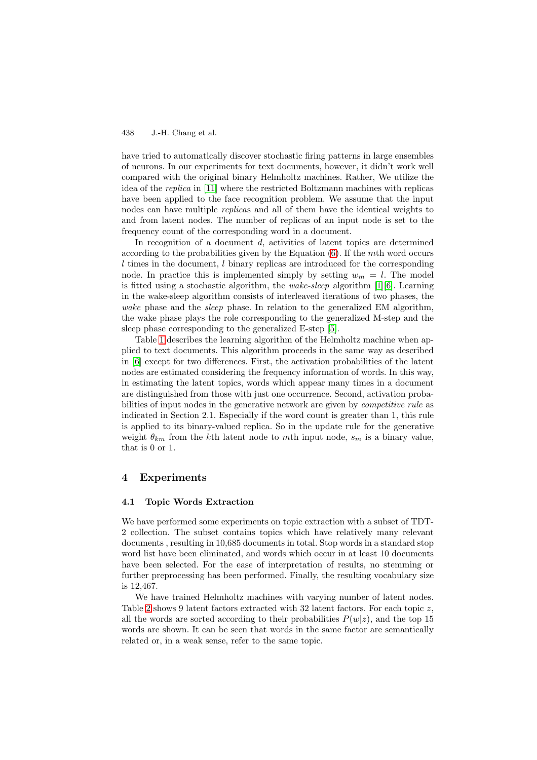have tried to automatically discover stochastic firing patterns in large ensembles of neurons. In our experiments for text documents, however, it didn't work well compared with the original binary Helmholtz machines. Rather, We utilize the idea of the *replica* in [11] where the restricted Boltzmann machines with replicas have been applied to the face recognition problem. We assume that the input nodes can have multiple *replica*s and all of them have the identical weights to and from latent nodes. The number of replicas of an input node is set to the frequency count of the corresponding word in a document.

In recognition of a document $d$, activities of latent topics are determined according to the probabilities given by the Equation (6). If the $m$th word occurs $l$ times in the document, $l$ binary replicas are introduced for the corresponding node. In practice this is implemented simply by setting $w_m = l$. The model is fitted using a stochastic algorithm, the *wake-sleep* algorithm [1][6]. Learning in the wake-sleep algorithm consists of interleaved iterations of two phases, the *wake* phase and the *sleep* phase. In relation to the generalized EM algorithm, the wake phase plays the role corresponding to the generalized M-step and the sleep phase corresponding to the generalized E-step [5].

Table 1 describes the learning algorithm of the Helmholtz machine when applied to text documents. This algorithm proceeds in the same way as described in [6] except for two differences. First, the activation probabilities of the latent nodes are estimated considering the frequency information of words. In this way, in estimating the latent topics, words which appear many times in a document are distinguished from those with just one occurrence. Second, activation probabilities of input nodes in the generative network are given by *competitive rule* as indicated in Section 2.1. Especially if the word count is greater than 1, this rule is applied to its binary-valued replica. So in the update rule for the generative weight $\theta_{km}$ from the $k$th latent node to $m$th input node, $s_m$ is a binary value, that is 0 or 1.

## 4 Experiments

### 4.1 Topic Words Extraction

We have performed some experiments on topic extraction with a subset of TDT-2 collection. The subset contains topics which have relatively many relevant documents , resulting in 10,685 documents in total. Stop words in a standard stop word list have been eliminated, and words which occur in at least 10 documents have been selected. For the ease of interpretation of results, no stemming or further preprocessing has been performed. Finally, the resulting vocabulary size is 12,467.

We have trained Helmholtz machines with varying number of latent nodes. Table 2 shows 9 latent factors extracted with 32 latent factors. For each topic $z$, all the words are sorted according to their probabilities $P(w|z)$, and the top 15 words are shown. It can be seen that words in the same factor are semantically related or, in a weak sense, refer to the same topic.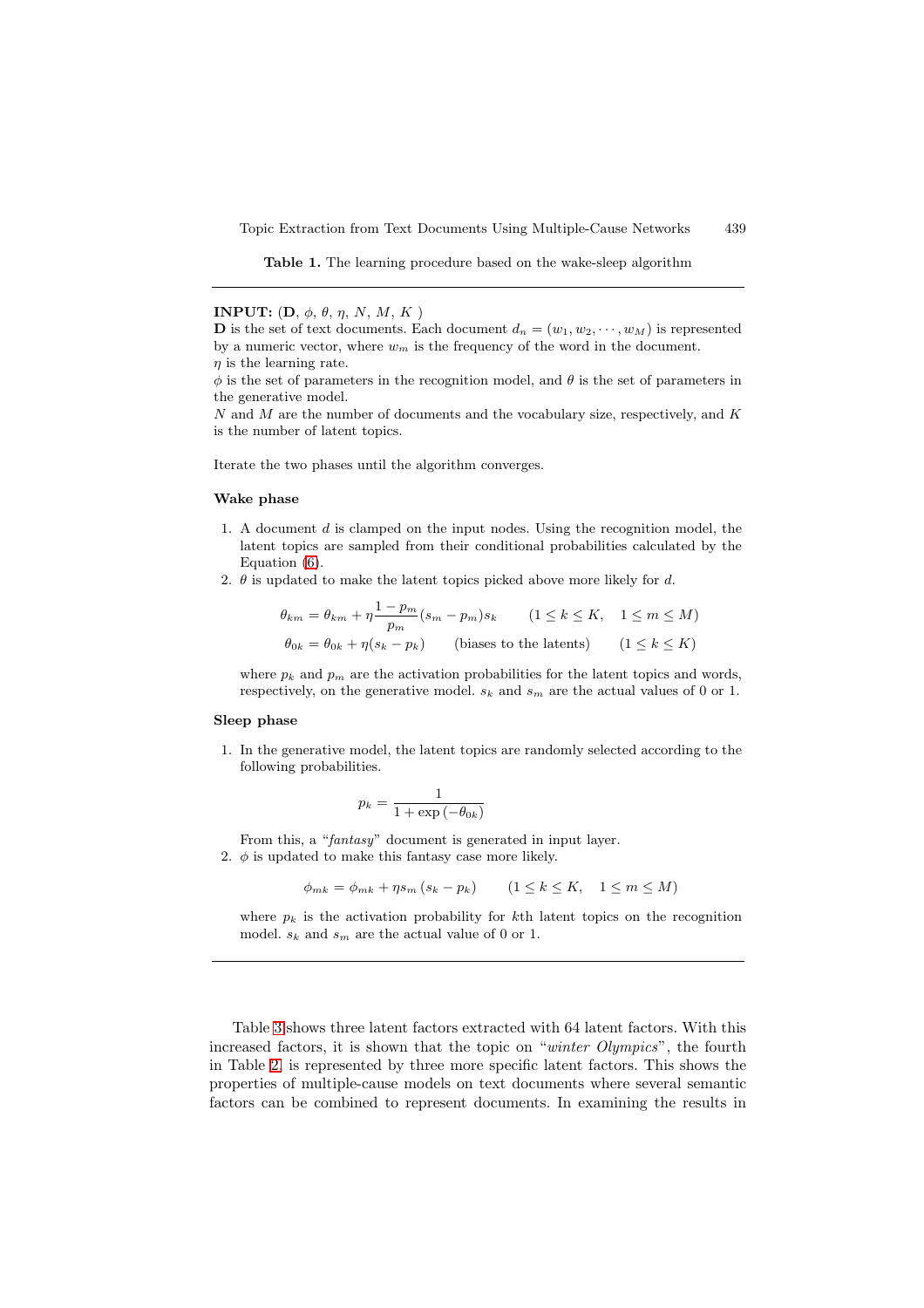**Table 1.** The learning procedure based on the wake-sleep algorithm

---

**INPUT:** ($\mathbf{D}$, $\phi$, $\theta$, $\eta$, $N$, $M$, $K$ )

$\mathbf{D}$ is the set of text documents. Each document $d_n = (w_1, w_2, \cdots, w_M)$ is represented by a numeric vector, where $w_m$ is the frequency of the word in the document.

$\eta$ is the learning rate.

$\phi$ is the set of parameters in the recognition model, and $\theta$ is the set of parameters in the generative model.

$N$ and $M$ are the number of documents and the vocabulary size, respectively, and $K$ is the number of latent topics.

Iterate the two phases until the algorithm converges.

**Wake phase**

1. A document $d$ is clamped on the input nodes. Using the recognition model, the latent topics are sampled from their conditional probabilities calculated by the Equation (6).
2. $\theta$ is updated to make the latent topics picked above more likely for $d$.

$$\theta_{km} = \theta_{km} + \eta \frac{1 - p_m}{p_m}(s_m - p_m)s_k \qquad (1 \leq k \leq K, \quad 1 \leq m \leq M)$$

$$\theta_{0k} = \theta_{0k} + \eta(s_k - p_k) \qquad \text{(biases to the latents)} \qquad (1 \leq k \leq K)$$

where $p_k$ and $p_m$ are the activation probabilities for the latent topics and words, respectively, on the generative model. $s_k$ and $s_m$ are the actual values of 0 or 1.

**Sleep phase**

1. In the generative model, the latent topics are randomly selected according to the following probabilities.

$$p_k = \frac{1}{1 + \exp(-\theta_{0k})}$$

From this, a "*fantasy*" document is generated in input layer.

2. $\phi$ is updated to make this fantasy case more likely.

$$\phi_{mk} = \phi_{mk} + \eta s_m (s_k - p_k) \qquad (1 \leq k \leq K, \quad 1 \leq m \leq M)$$

where $p_k$ is the activation probability for $k$th latent topics on the recognition model. $s_k$ and $s_m$ are the actual value of 0 or 1.

---

Table 3 shows three latent factors extracted with 64 latent factors. With this increased factors, it is shown that the topic on "*winter Olympics*", the fourth in Table 2, is represented by three more specific latent factors. This shows the properties of multiple-cause models on text documents where several semantic factors can be combined to represent documents. In examining the results in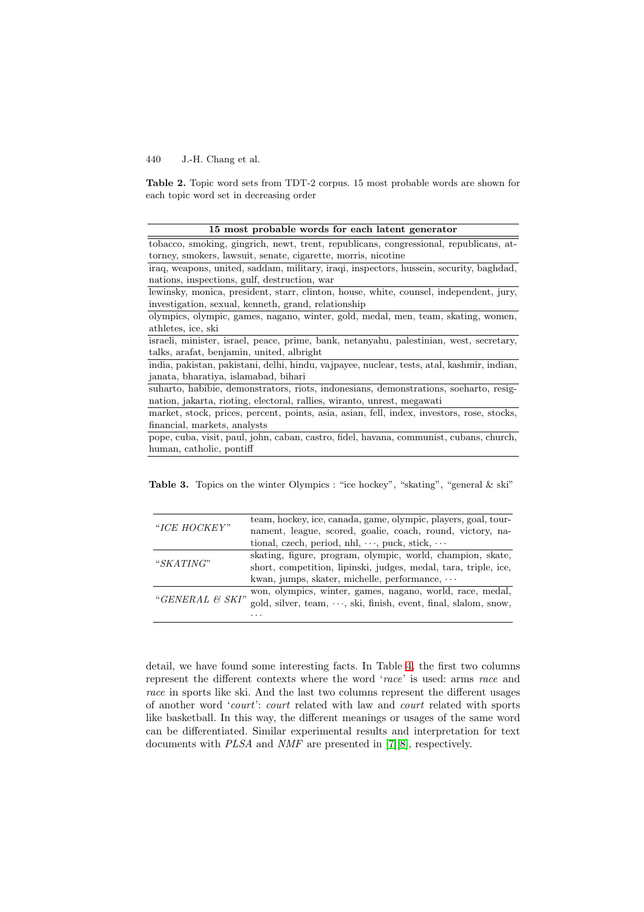**Table 2.** Topic word sets from TDT-2 corpus. 15 most probable words are shown for each topic word set in decreasing order

| 15 most probable words for each latent generator |
|---|
| tobacco, smoking, gingrich, newt, trent, republicans, congressional, republicans, attorney, smokers, lawsuit, senate, cigarette, morris, nicotine |
| iraq, weapons, united, saddam, military, iraqi, inspectors, hussein, security, baghdad, nations, inspections, gulf, destruction, war |
| lewinsky, monica, president, starr, clinton, house, white, counsel, independent, jury, investigation, sexual, kenneth, grand, relationship |
| olympics, olympic, games, nagano, winter, gold, medal, men, team, skating, women, athletes, ice, ski |
| israeli, minister, israel, peace, prime, bank, netanyahu, palestinian, west, secretary, talks, arafat, benjamin, united, albright |
| india, pakistan, pakistani, delhi, hindu, vajpayee, nuclear, tests, atal, kashmir, indian, janata, bharatiya, islamabad, bihari |
| suharto, habibie, demonstrators, riots, indonesians, demonstrations, soeharto, resignation, jakarta, rioting, electoral, rallies, wiranto, unrest, megawati |
| market, stock, prices, percent, points, asia, asian, fell, index, investors, rose, stocks, financial, markets, analysts |
| pope, cuba, visit, paul, john, caban, castro, fidel, havana, communist, cubans, church, human, catholic, pontiff |

**Table 3.** Topics on the winter Olympics : "ice hockey", "skating", "general & ski"

| | |
|---|---|
| "*ICE HOCKEY*" | team, hockey, ice, canada, game, olympic, players, goal, tournament, league, scored, goalie, coach, round, victory, national, czech, period, nhl, $\cdots$, puck, stick, $\cdots$ |
| "*SKATING*" | skating, figure, program, olympic, world, champion, skate, short, competition, lipinski, judges, medal, tara, triple, ice, kwan, jumps, skater, michelle, performance, $\cdots$ |
| "*GENERAL & SKI*" | won, olympics, winter, games, nagano, world, race, medal, gold, silver, team, $\cdots$, ski, finish, event, final, slalom, snow, $\cdots$ |

detail, we have found some interesting facts. In Table 4, the first two columns represent the different contexts where the word '*race*' is used: arms *race* and *race* in sports like ski. And the last two columns represent the different usages of another word '*court*': *court* related with law and *court* related with sports like basketball. In this way, the different meanings or usages of the same word can be differentiated. Similar experimental results and interpretation for text documents with *PLSA* and *NMF* are presented in [7][8], respectively.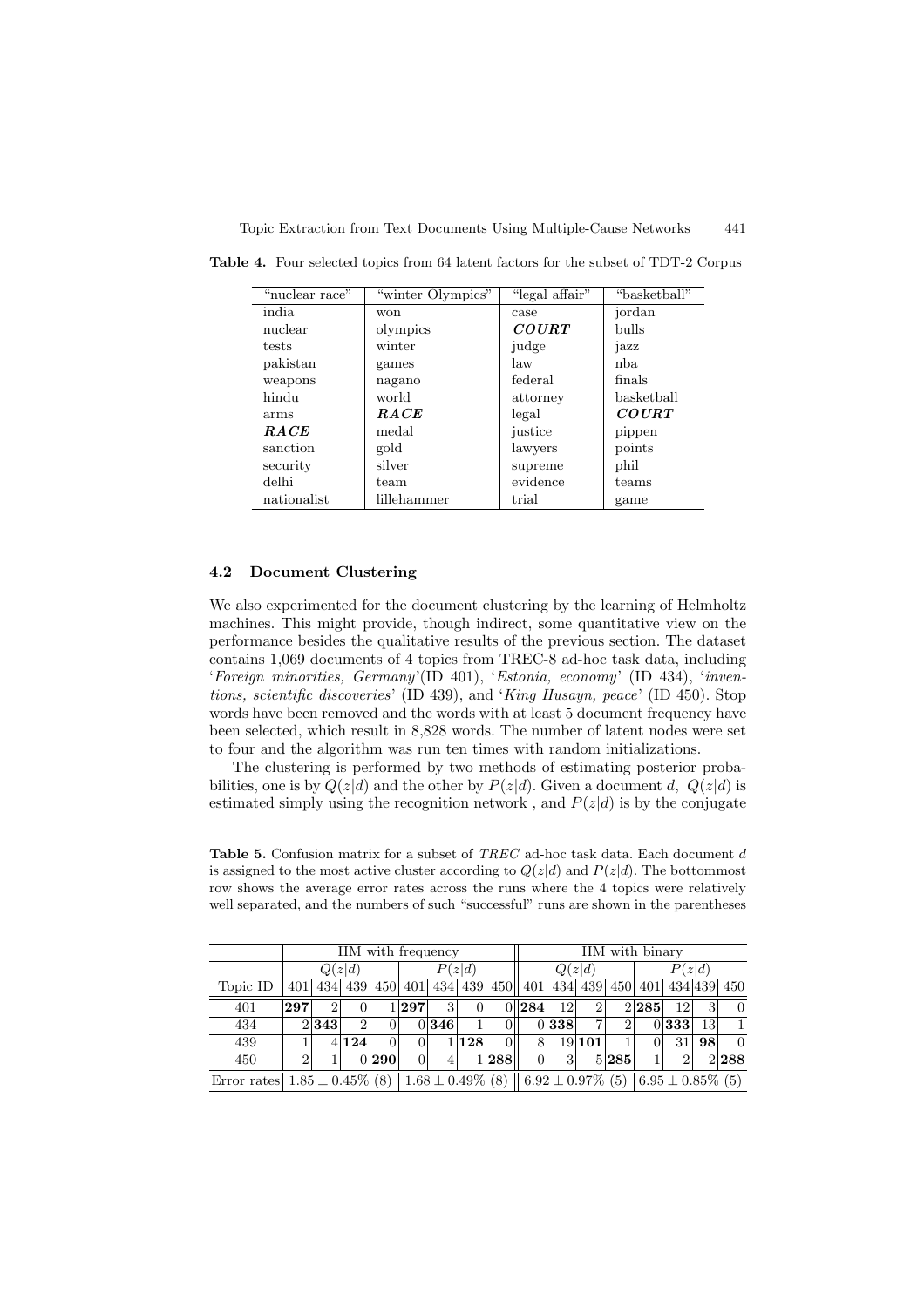**Table 4.** Four selected topics from 64 latent factors for the subset of TDT-2 Corpus

| "nuclear race" | "winter Olympics" | "legal affair" | "basketball" |
|---|---|---|---|
| india | won | case | jordan |
| nuclear | olympics | ***COURT*** | bulls |
| tests | winter | judge | jazz |
| pakistan | games | law | nba |
| weapons | nagano | federal | finals |
| hindu | world | attorney | basketball |
| arms | ***RACE*** | legal | ***COURT*** |
| ***RACE*** | medal | justice | pippen |
| sanction | gold | lawyers | points |
| security | silver | supreme | phil |
| delhi | team | evidence | teams |
| nationalist | lillehammer | trial | game |

### 4.2 Document Clustering

We also experimented for the document clustering by the learning of Helmholtz machines. This might provide, though indirect, some quantitative view on the performance besides the qualitative results of the previous section. The dataset contains 1,069 documents of 4 topics from TREC-8 ad-hoc task data, including '*Foreign minorities, Germany*'(ID 401), '*Estonia, economy*' (ID 434), '*inventions, scientific discoveries*' (ID 439), and '*King Husayn, peace*' (ID 450). Stop words have been removed and the words with at least 5 document frequency have been selected, which result in 8,828 words. The number of latent nodes were set to four and the algorithm was run ten times with random initializations.

The clustering is performed by two methods of estimating posterior probabilities, one is by $Q(z|d)$ and the other by $P(z|d)$. Given a document $d$, $Q(z|d)$ is estimated simply using the recognition network , and $P(z|d)$ is by the conjugate

**Table 5.** Confusion matrix for a subset of *TREC* ad-hoc task data. Each document $d$ is assigned to the most active cluster according to $Q(z|d)$ and $P(z|d)$. The bottommost row shows the average error rates across the runs where the 4 topics were relatively well separated, and the numbers of such "successful" runs are shown in the parentheses

| | HM with frequency | | | | | | | | HM with binary | | | | | | | |
|---|---|---|---|---|---|---|---|---|---|---|---|---|---|---|---|---|
| | $Q(z\|d)$ | | | | $P(z\|d)$ | | | | $Q(z\|d)$ | | | | $P(z\|d)$ | | | |
| Topic ID | 401 | 434 | 439 | 450 | 401 | 434 | 439 | 450 | 401 | 434 | 439 | 450 | 401 | 434 | 439 | 450 |
| 401 | **297** | 2 | 0 | 1 | **297** | 3 | 0 | 0 | **284** | 12 | 2 | 2 | **285** | 12 | 3 | 0 |
| 434 | 2 | **343** | 2 | 0 | 0 | **346** | 1 | 0 | 0 | **338** | 7 | 2 | 0 | **333** | 13 | 1 |
| 439 | 1 | 4 | **124** | 0 | 0 | 1 | **128** | 0 | 8 | 19 | **101** | 1 | 0 | 31 | **98** | 0 |
| 450 | 2 | 1 | 0 | **290** | 0 | 4 | 1 | **288** | 0 | 3 | 5 | **285** | 1 | 2 | 2 | **288** |
| Error rates | $1.85 \pm 0.45\%$ (8) | | | | $1.68 \pm 0.49\%$ (8) | | | | $6.92 \pm 0.97\%$ (5) | | | | $6.95 \pm 0.85\%$ (5) | | | |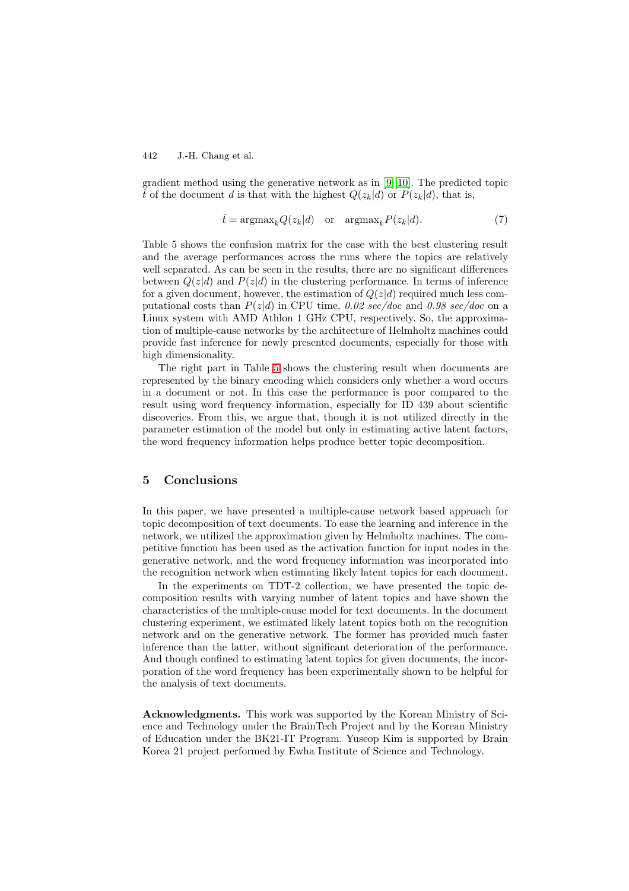gradient method using the generative network as in [9][10]. The predicted topic $\hat{t}$ of the document $d$ is that with the highest $Q(z_k|d)$ or $P(z_k|d)$, that is,

$$\hat{t} = \text{argmax}_k Q(z_k|d) \quad \text{or} \quad \text{argmax}_k P(z_k|d). \tag{7}$$

Table 5 shows the confusion matrix for the case with the best clustering result and the average performances across the runs where the topics are relatively well separated. As can be seen in the results, there are no significant differences between $Q(z|d)$ and $P(z|d)$ in the clustering performance. In terms of inference for a given document, however, the estimation of $Q(z|d)$ required much less computational costs than $P(z|d)$ in CPU time, *0.02 sec/doc* and *0.98 sec/doc* on a Linux system with AMD Athlon 1 GHz CPU, respectively. So, the approximation of multiple-cause networks by the architecture of Helmholtz machines could provide fast inference for newly presented documents, especially for those with high dimensionality.

The right part in Table 5 shows the clustering result when documents are represented by the binary encoding which considers only whether a word occurs in a document or not. In this case the performance is poor compared to the result using word frequency information, especially for ID 439 about scientific discoveries. From this, we argue that, though it is not utilized directly in the parameter estimation of the model but only in estimating active latent factors, the word frequency information helps produce better topic decomposition.

## 5 Conclusions

In this paper, we have presented a multiple-cause network based approach for topic decomposition of text documents. To ease the learning and inference in the network, we utilized the approximation given by Helmholtz machines. The competitive function has been used as the activation function for input nodes in the generative network, and the word frequency information was incorporated into the recognition network when estimating likely latent topics for each document.

In the experiments on TDT-2 collection, we have presented the topic decomposition results with varying number of latent topics and have shown the characteristics of the multiple-cause model for text documents. In the document clustering experiment, we estimated likely latent topics both on the recognition network and on the generative network. The former has provided much faster inference than the latter, without significant deterioration of the performance. And though confined to estimating latent topics for given documents, the incorporation of the word frequency has been experimentally shown to be helpful for the analysis of text documents.

**Acknowledgments.** This work was supported by the Korean Ministry of Science and Technology under the BrainTech Project and by the Korean Ministry of Education under the BK21-IT Program. Yuseop Kim is supported by Brain Korea 21 project performed by Ewha Institute of Science and Technology.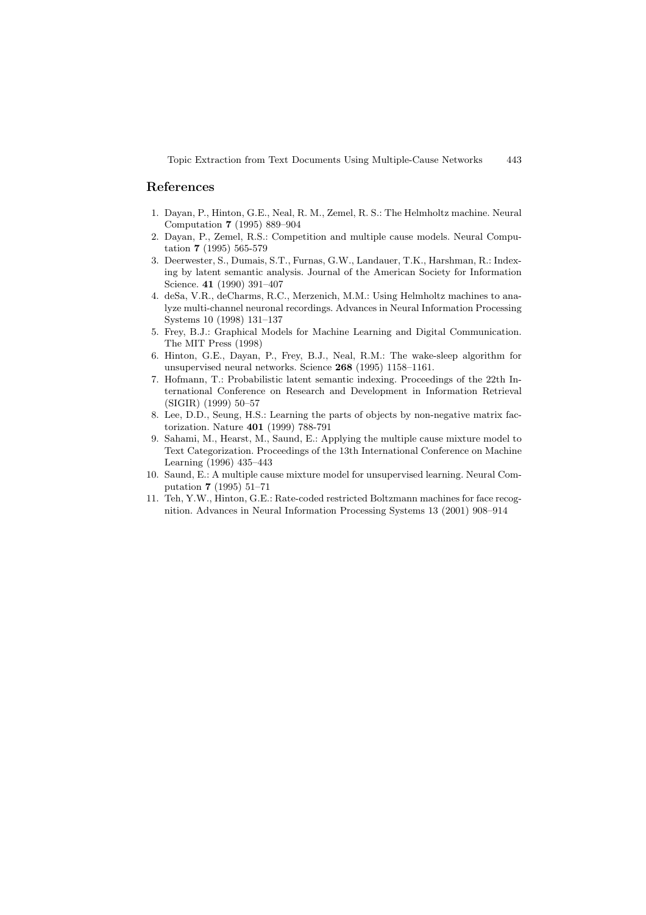## References

1. Dayan, P., Hinton, G.E., Neal, R. M., Zemel, R. S.: The Helmholtz machine. Neural Computation **7** (1995) 889–904
2. Dayan, P., Zemel, R.S.: Competition and multiple cause models. Neural Computation **7** (1995) 565-579
3. Deerwester, S., Dumais, S.T., Furnas, G.W., Landauer, T.K., Harshman, R.: Indexing by latent semantic analysis. Journal of the American Society for Information Science. **41** (1990) 391–407
4. deSa, V.R., deCharms, R.C., Merzenich, M.M.: Using Helmholtz machines to analyze multi-channel neuronal recordings. Advances in Neural Information Processing Systems 10 (1998) 131–137
5. Frey, B.J.: Graphical Models for Machine Learning and Digital Communication. The MIT Press (1998)
6. Hinton, G.E., Dayan, P., Frey, B.J., Neal, R.M.: The wake-sleep algorithm for unsupervised neural networks. Science **268** (1995) 1158–1161.
7. Hofmann, T.: Probabilistic latent semantic indexing. Proceedings of the 22th International Conference on Research and Development in Information Retrieval (SIGIR) (1999) 50–57
8. Lee, D.D., Seung, H.S.: Learning the parts of objects by non-negative matrix factorization. Nature **401** (1999) 788-791
9. Sahami, M., Hearst, M., Saund, E.: Applying the multiple cause mixture model to Text Categorization. Proceedings of the 13th International Conference on Machine Learning (1996) 435–443
10. Saund, E.: A multiple cause mixture model for unsupervised learning. Neural Computation **7** (1995) 51–71
11. Teh, Y.W., Hinton, G.E.: Rate-coded restricted Boltzmann machines for face recognition. Advances in Neural Information Processing Systems 13 (2001) 908–914